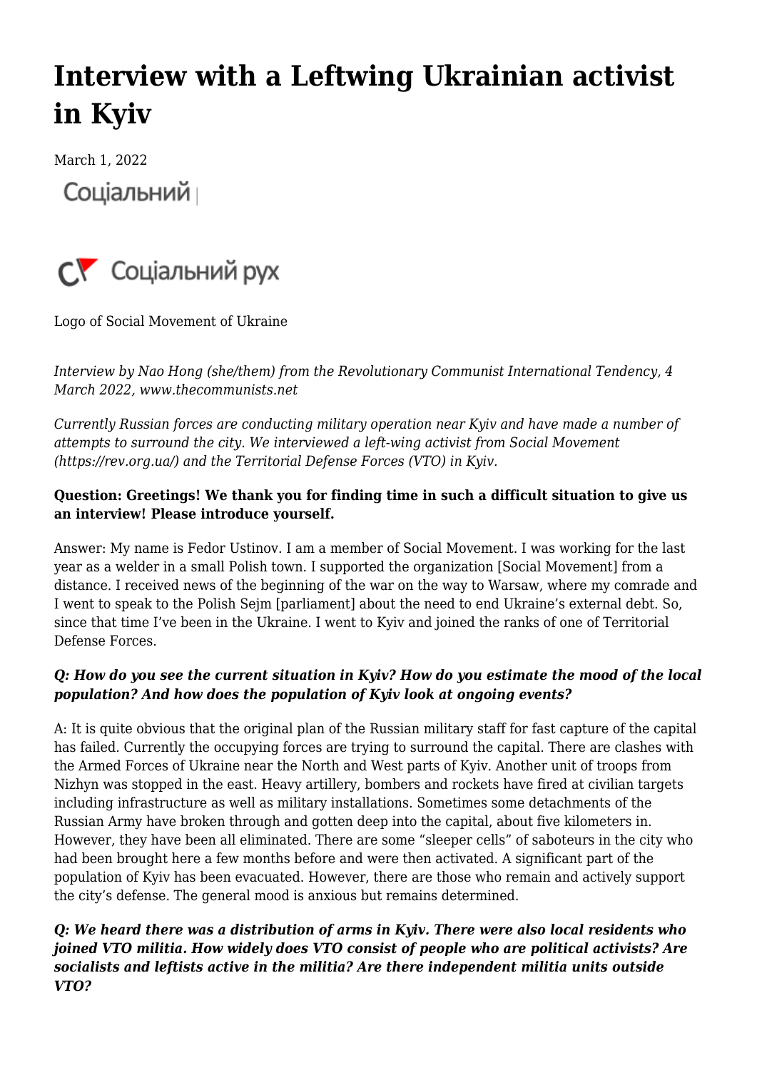# Interview with a Leftwing Ukrainian activist in Kyiv

March 1, 2022

Соціальний

Соціальний рух

Logo of Social Movement of Ukraine

*Interview by Nao Hong (she/them) from the Revolutionary Communist International Tendency, 4 March 2022, www.thecommunists.net*

*Currently Russian forces are conducting military operation near Kyiv and have made a number of attempts to surround the city. We interviewed a left-wing activist from Social Movement (https://rev.org.ua/) and the Territorial Defense Forces (VTO) in Kyiv.*

**Question: Greetings! We thank you for finding time in such a difficult situation to give us an interview! Please introduce yourself.**

Answer: My name is Fedor Ustinov. I am a member of Social Movement. I was working for the last year as a welder in a small Polish town. I supported the organization [Social Movement] from a distance. I received news of the beginning of the war on the way to Warsaw, where my comrade and I went to speak to the Polish Sejm [parliament] about the need to end Ukraine's external debt. So, since that time I've been in the Ukraine. I went to Kyiv and joined the ranks of one of Territorial Defense Forces.

***Q: How do you see the current situation in Kyiv? How do you estimate the mood of the local population? And how does the population of Kyiv look at ongoing events?***

A: It is quite obvious that the original plan of the Russian military staff for fast capture of the capital has failed. Currently the occupying forces are trying to surround the capital. There are clashes with the Armed Forces of Ukraine near the North and West parts of Kyiv. Another unit of troops from Nizhyn was stopped in the east. Heavy artillery, bombers and rockets have fired at civilian targets including infrastructure as well as military installations. Sometimes some detachments of the Russian Army have broken through and gotten deep into the capital, about five kilometers in. However, they have been all eliminated. There are some "sleeper cells" of saboteurs in the city who had been brought here a few months before and were then activated. A significant part of the population of Kyiv has been evacuated. However, there are those who remain and actively support the city's defense. The general mood is anxious but remains determined.

***Q: We heard there was a distribution of arms in Kyiv. There were also local residents who joined VTO militia. How widely does VTO consist of people who are political activists? Are socialists and leftists active in the militia? Are there independent militia units outside VTO?***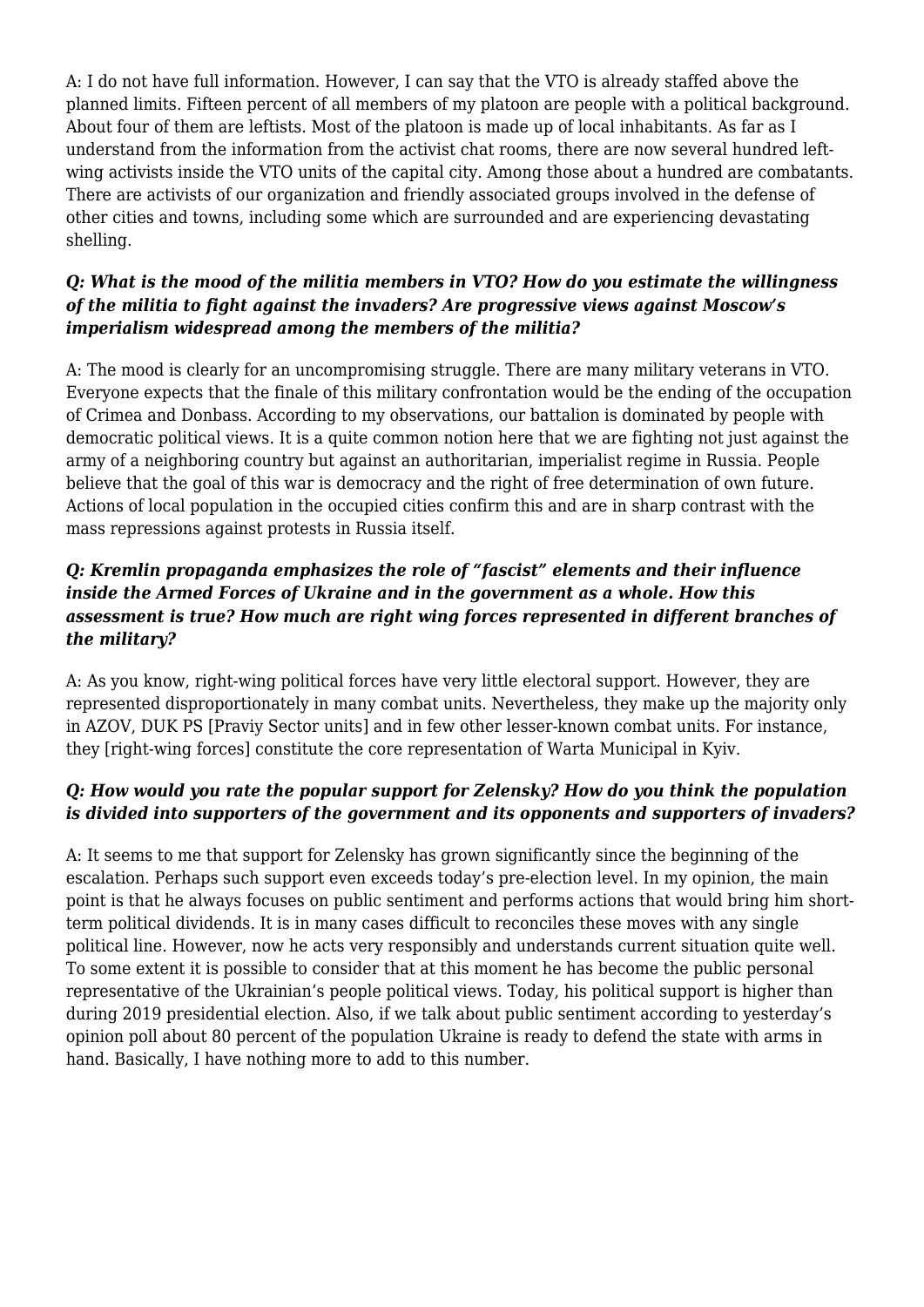A: I do not have full information. However, I can say that the VTO is already staffed above the planned limits. Fifteen percent of all members of my platoon are people with a political background. About four of them are leftists. Most of the platoon is made up of local inhabitants. As far as I understand from the information from the activist chat rooms, there are now several hundred left-wing activists inside the VTO units of the capital city. Among those about a hundred are combatants. There are activists of our organization and friendly associated groups involved in the defense of other cities and towns, including some which are surrounded and are experiencing devastating shelling.

***Q: What is the mood of the militia members in VTO? How do you estimate the willingness of the militia to fight against the invaders? Are progressive views against Moscow's imperialism widespread among the members of the militia?***

A: The mood is clearly for an uncompromising struggle. There are many military veterans in VTO. Everyone expects that the finale of this military confrontation would be the ending of the occupation of Crimea and Donbass. According to my observations, our battalion is dominated by people with democratic political views. It is a quite common notion here that we are fighting not just against the army of a neighboring country but against an authoritarian, imperialist regime in Russia. People believe that the goal of this war is democracy and the right of free determination of own future. Actions of local population in the occupied cities confirm this and are in sharp contrast with the mass repressions against protests in Russia itself.

***Q: Kremlin propaganda emphasizes the role of "fascist" elements and their influence inside the Armed Forces of Ukraine and in the government as a whole. How this assessment is true? How much are right wing forces represented in different branches of the military?***

A: As you know, right-wing political forces have very little electoral support. However, they are represented disproportionately in many combat units. Nevertheless, they make up the majority only in AZOV, DUK PS [Praviy Sector units] and in few other lesser-known combat units. For instance, they [right-wing forces] constitute the core representation of Warta Municipal in Kyiv.

***Q: How would you rate the popular support for Zelensky? How do you think the population is divided into supporters of the government and its opponents and supporters of invaders?***

A: It seems to me that support for Zelensky has grown significantly since the beginning of the escalation. Perhaps such support even exceeds today's pre-election level. In my opinion, the main point is that he always focuses on public sentiment and performs actions that would bring him short-term political dividends. It is in many cases difficult to reconciles these moves with any single political line. However, now he acts very responsibly and understands current situation quite well. To some extent it is possible to consider that at this moment he has become the public personal representative of the Ukrainian's people political views. Today, his political support is higher than during 2019 presidential election. Also, if we talk about public sentiment according to yesterday's opinion poll about 80 percent of the population Ukraine is ready to defend the state with arms in hand. Basically, I have nothing more to add to this number.